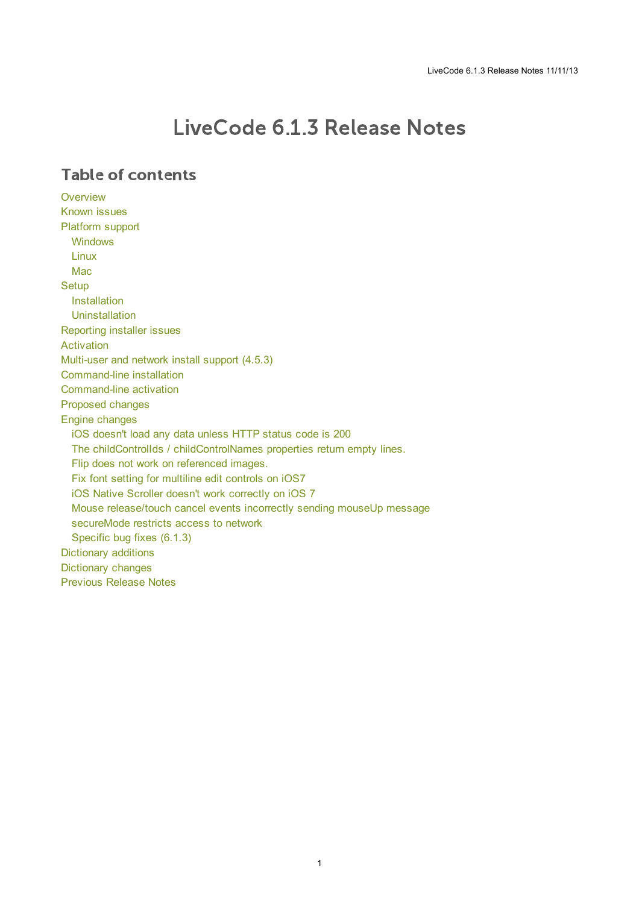# LiveCode 6.1.3 Release Notes

## Table of contents

- Overview
- Known issues
- Platform support
  - Windows
  - Linux
  - Mac
- Setup
  - Installation
  - Uninstallation
- Reporting installer issues
- Activation
- Multi-user and network install support (4.5.3)
- Command-line installation
- Command-line activation
- Proposed changes
- Engine changes
  - iOS doesn't load any data unless HTTP status code is 200
  - The childControlIds / childControlNames properties return empty lines.
  - Flip does not work on referenced images.
  - Fix font setting for multiline edit controls on iOS7
  - iOS Native Scroller doesn't work correctly on iOS 7
  - Mouse release/touch cancel events incorrectly sending mouseUp message
  - secureMode restricts access to network
  - Specific bug fixes (6.1.3)
- Dictionary additions
- Dictionary changes
- Previous Release Notes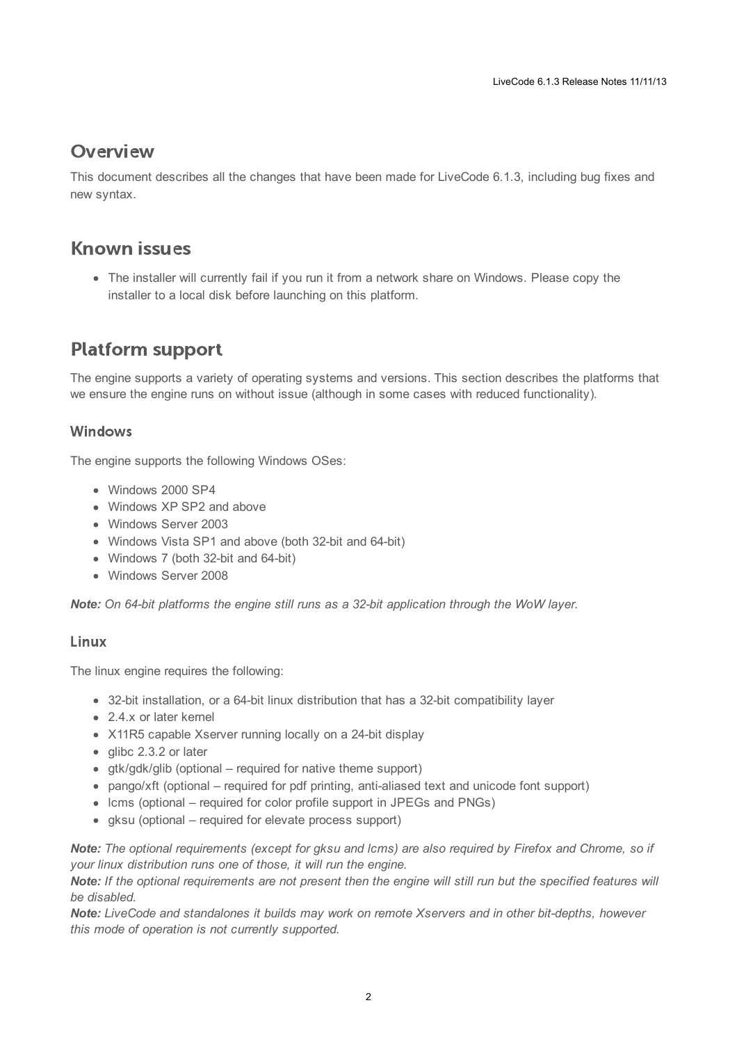## Overview

This document describes all the changes that have been made for LiveCode 6.1.3, including bug fixes and new syntax.

## Known issues

- The installer will currently fail if you run it from a network share on Windows. Please copy the installer to a local disk before launching on this platform.

## Platform support

The engine supports a variety of operating systems and versions. This section describes the platforms that we ensure the engine runs on without issue (although in some cases with reduced functionality).

### Windows

The engine supports the following Windows OSes:

- Windows 2000 SP4
- Windows XP SP2 and above
- Windows Server 2003
- Windows Vista SP1 and above (both 32-bit and 64-bit)
- Windows 7 (both 32-bit and 64-bit)
- Windows Server 2008

***Note:*** *On 64-bit platforms the engine still runs as a 32-bit application through the WoW layer.*

### Linux

The linux engine requires the following:

- 32-bit installation, or a 64-bit linux distribution that has a 32-bit compatibility layer
- 2.4.x or later kernel
- X11R5 capable Xserver running locally on a 24-bit display
- glibc 2.3.2 or later
- gtk/gdk/glib (optional – required for native theme support)
- pango/xft (optional – required for pdf printing, anti-aliased text and unicode font support)
- lcms (optional – required for color profile support in JPEGs and PNGs)
- gksu (optional – required for elevate process support)

***Note:*** *The optional requirements (except for gksu and lcms) are also required by Firefox and Chrome, so if your linux distribution runs one of those, it will run the engine.*
***Note:*** *If the optional requirements are not present then the engine will still run but the specified features will be disabled.*
***Note:*** *LiveCode and standalones it builds may work on remote Xservers and in other bit-depths, however this mode of operation is not currently supported.*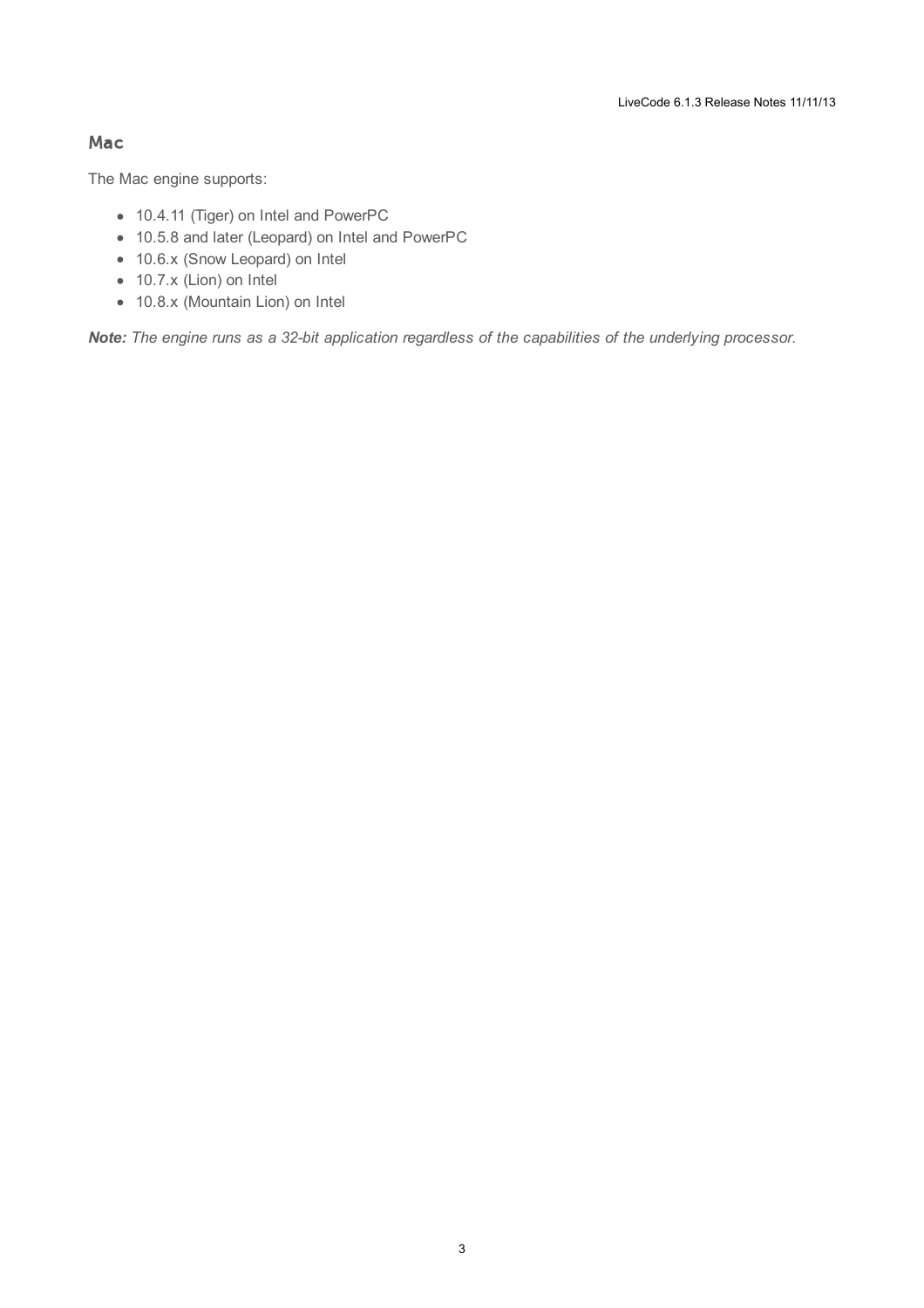## Mac

The Mac engine supports:

- 10.4.11 (Tiger) on Intel and PowerPC
- 10.5.8 and later (Leopard) on Intel and PowerPC
- 10.6.x (Snow Leopard) on Intel
- 10.7.x (Lion) on Intel
- 10.8.x (Mountain Lion) on Intel

***Note:*** *The engine runs as a 32-bit application regardless of the capabilities of the underlying processor.*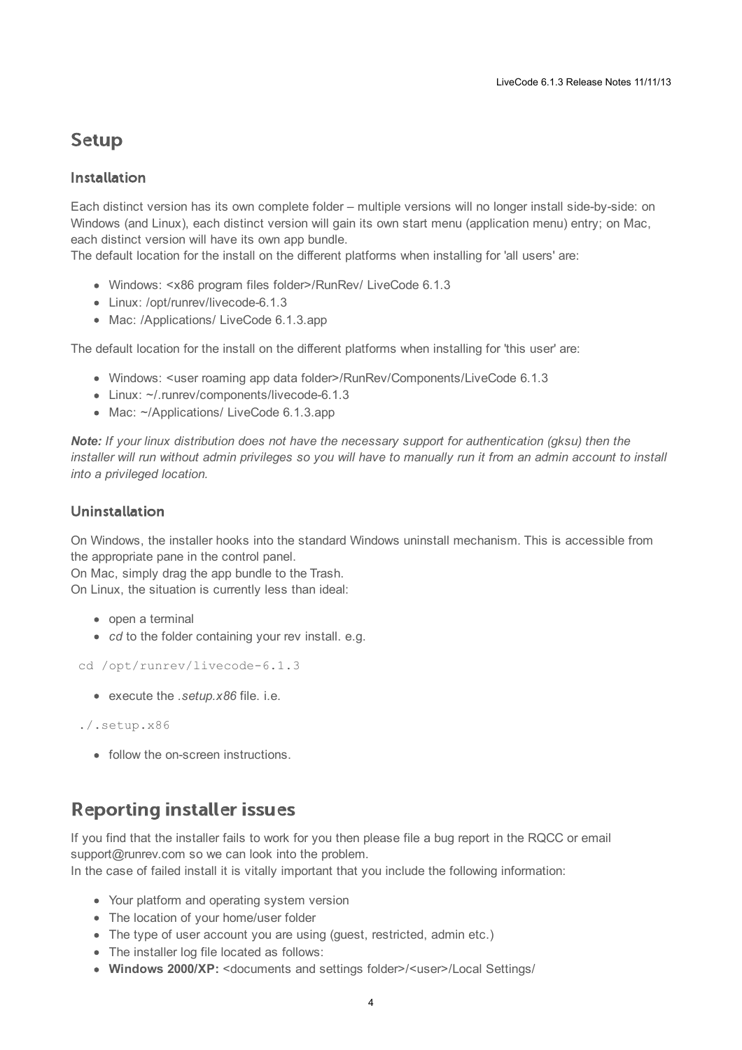# Setup

## Installation

Each distinct version has its own complete folder – multiple versions will no longer install side-by-side: on Windows (and Linux), each distinct version will gain its own start menu (application menu) entry; on Mac, each distinct version will have its own app bundle.
The default location for the install on the different platforms when installing for 'all users' are:

- Windows: <x86 program files folder>/RunRev/ LiveCode 6.1.3
- Linux: /opt/runrev/livecode-6.1.3
- Mac: /Applications/ LiveCode 6.1.3.app

The default location for the install on the different platforms when installing for 'this user' are:

- Windows: <user roaming app data folder>/RunRev/Components/LiveCode 6.1.3
- Linux: ~/.runrev/components/livecode-6.1.3
- Mac: ~/Applications/ LiveCode 6.1.3.app

***Note:*** *If your linux distribution does not have the necessary support for authentication (gksu) then the installer will run without admin privileges so you will have to manually run it from an admin account to install into a privileged location.*

## Uninstallation

On Windows, the installer hooks into the standard Windows uninstall mechanism. This is accessible from the appropriate pane in the control panel.
On Mac, simply drag the app bundle to the Trash.
On Linux, the situation is currently less than ideal:

- open a terminal
- *cd* to the folder containing your rev install. e.g.

```
cd /opt/runrev/livecode-6.1.3
```

- execute the *.setup.x86* file. i.e.

```
./.setup.x86
```

- follow the on-screen instructions.

# Reporting installer issues

If you find that the installer fails to work for you then please file a bug report in the RQCC or email support@runrev.com so we can look into the problem.
In the case of failed install it is vitally important that you include the following information:

- Your platform and operating system version
- The location of your home/user folder
- The type of user account you are using (guest, restricted, admin etc.)
- The installer log file located as follows:
- **Windows 2000/XP:** <documents and settings folder>/<user>/Local Settings/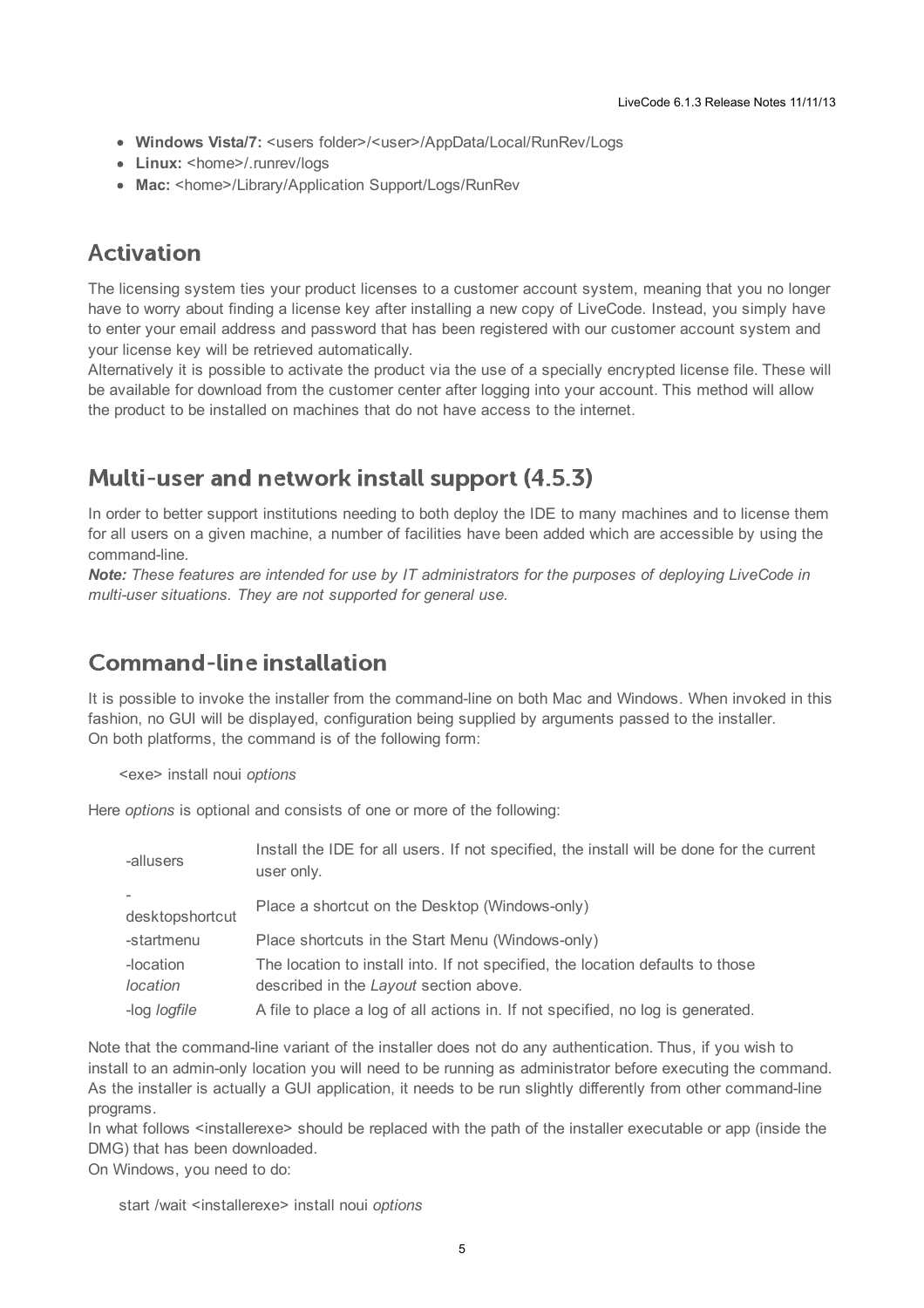- **Windows Vista/7:** <users folder>/<user>/AppData/Local/RunRev/Logs
- **Linux:** <home>/.runrev/logs
- **Mac:** <home>/Library/Application Support/Logs/RunRev

## Activation

The licensing system ties your product licenses to a customer account system, meaning that you no longer have to worry about finding a license key after installing a new copy of LiveCode. Instead, you simply have to enter your email address and password that has been registered with our customer account system and your license key will be retrieved automatically.
Alternatively it is possible to activate the product via the use of a specially encrypted license file. These will be available for download from the customer center after logging into your account. This method will allow the product to be installed on machines that do not have access to the internet.

## Multi-user and network install support (4.5.3)

In order to better support institutions needing to both deploy the IDE to many machines and to license them for all users on a given machine, a number of facilities have been added which are accessible by using the command-line.
***Note:*** *These features are intended for use by IT administrators for the purposes of deploying LiveCode in multi-user situations. They are not supported for general use.*

## Command-line installation

It is possible to invoke the installer from the command-line on both Mac and Windows. When invoked in this fashion, no GUI will be displayed, configuration being supplied by arguments passed to the installer.
On both platforms, the command is of the following form:

```
<exe> install noui options
```

Here *options* is optional and consists of one or more of the following:

| | |
|---|---|
| -allusers | Install the IDE for all users. If not specified, the install will be done for the current user only. |
| -desktopshortcut | Place a shortcut on the Desktop (Windows-only) |
| -startmenu | Place shortcuts in the Start Menu (Windows-only) |
| -location *location* | The location to install into. If not specified, the location defaults to those described in the *Layout* section above. |
| -log *logfile* | A file to place a log of all actions in. If not specified, no log is generated. |

Note that the command-line variant of the installer does not do any authentication. Thus, if you wish to install to an admin-only location you will need to be running as administrator before executing the command.
As the installer is actually a GUI application, it needs to be run slightly differently from other command-line programs.
In what follows <installerexe> should be replaced with the path of the installer executable or app (inside the DMG) that has been downloaded.
On Windows, you need to do:

```
start /wait <installerexe> install noui options
```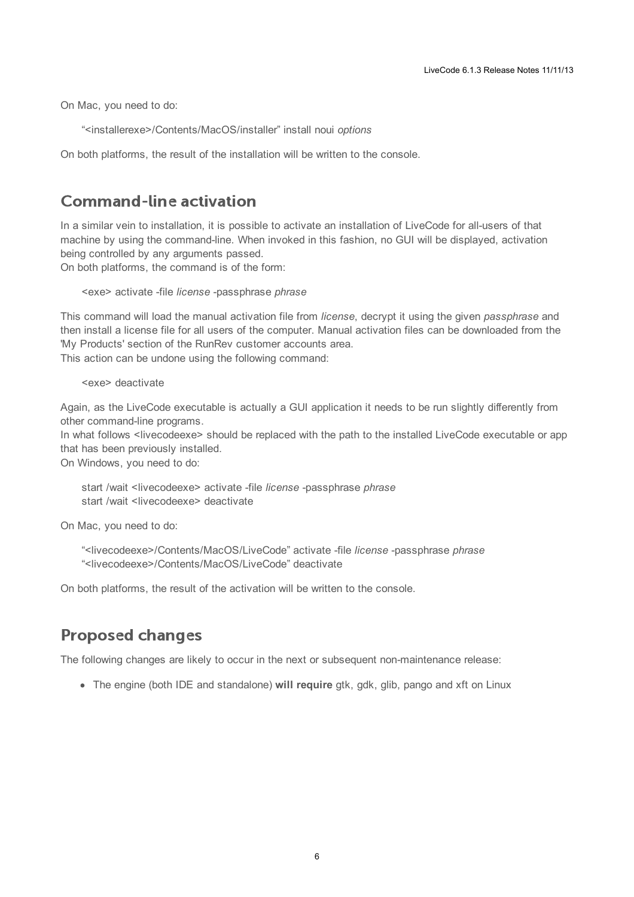On Mac, you need to do:

> "<installerexe>/Contents/MacOS/installer" install noui *options*

On both platforms, the result of the installation will be written to the console.

## Command-line activation

In a similar vein to installation, it is possible to activate an installation of LiveCode for all-users of that machine by using the command-line. When invoked in this fashion, no GUI will be displayed, activation being controlled by any arguments passed.
On both platforms, the command is of the form:

> <exe> activate -file *license* -passphrase *phrase*

This command will load the manual activation file from *license*, decrypt it using the given *passphrase* and then install a license file for all users of the computer. Manual activation files can be downloaded from the 'My Products' section of the RunRev customer accounts area.
This action can be undone using the following command:

> <exe> deactivate

Again, as the LiveCode executable is actually a GUI application it needs to be run slightly differently from other command-line programs.
In what follows <livecodeexe> should be replaced with the path to the installed LiveCode executable or app that has been previously installed.
On Windows, you need to do:

> start /wait <livecodeexe> activate -file *license* -passphrase *phrase*
> start /wait <livecodeexe> deactivate

On Mac, you need to do:

> "<livecodeexe>/Contents/MacOS/LiveCode" activate -file *license* -passphrase *phrase*
> "<livecodeexe>/Contents/MacOS/LiveCode" deactivate

On both platforms, the result of the activation will be written to the console.

## Proposed changes

The following changes are likely to occur in the next or subsequent non-maintenance release:

- The engine (both IDE and standalone) **will require** gtk, gdk, glib, pango and xft on Linux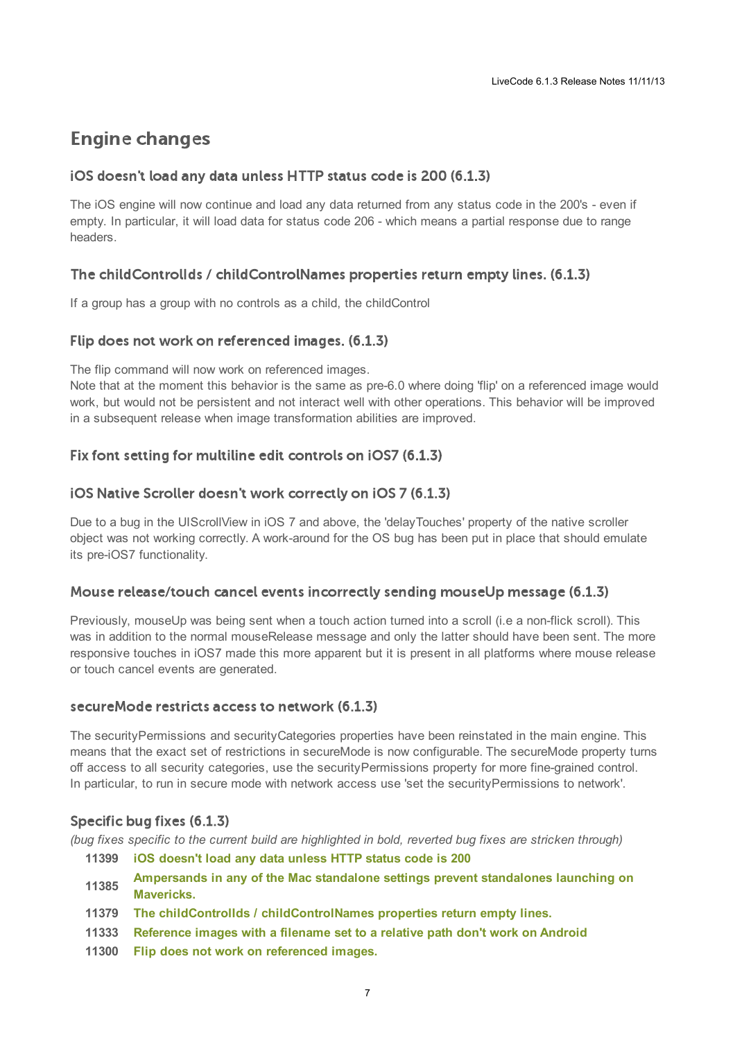# Engine changes

### iOS doesn't load any data unless HTTP status code is 200 (6.1.3)

The iOS engine will now continue and load any data returned from any status code in the 200's - even if empty. In particular, it will load data for status code 206 - which means a partial response due to range headers.

### The childControlIds / childControlNames properties return empty lines. (6.1.3)

If a group has a group with no controls as a child, the childControl

### Flip does not work on referenced images. (6.1.3)

The flip command will now work on referenced images.
Note that at the moment this behavior is the same as pre-6.0 where doing 'flip' on a referenced image would work, but would not be persistent and not interact well with other operations. This behavior will be improved in a subsequent release when image transformation abilities are improved.

### Fix font setting for multiline edit controls on iOS7 (6.1.3)

### iOS Native Scroller doesn't work correctly on iOS 7 (6.1.3)

Due to a bug in the UIScrollView in iOS 7 and above, the 'delayTouches' property of the native scroller object was not working correctly. A work-around for the OS bug has been put in place that should emulate its pre-iOS7 functionality.

### Mouse release/touch cancel events incorrectly sending mouseUp message (6.1.3)

Previously, mouseUp was being sent when a touch action turned into a scroll (i.e a non-flick scroll). This was in addition to the normal mouseRelease message and only the latter should have been sent. The more responsive touches in iOS7 made this more apparent but it is present in all platforms where mouse release or touch cancel events are generated.

### secureMode restricts access to network (6.1.3)

The securityPermissions and securityCategories properties have been reinstated in the main engine. This means that the exact set of restrictions in secureMode is now configurable. The secureMode property turns off access to all security categories, use the securityPermissions property for more fine-grained control.
In particular, to run in secure mode with network access use 'set the securityPermissions to network'.

### Specific bug fixes (6.1.3)

*(bug fixes specific to the current build are highlighted in bold, reverted bug fixes are stricken through)*

| | |
|---|---|
| 11399 | **iOS doesn't load any data unless HTTP status code is 200** |
| 11385 | **Ampersands in any of the Mac standalone settings prevent standalones launching on Mavericks.** |
| 11379 | **The childControlIds / childControlNames properties return empty lines.** |
| 11333 | **Reference images with a filename set to a relative path don't work on Android** |
| 11300 | **Flip does not work on referenced images.** |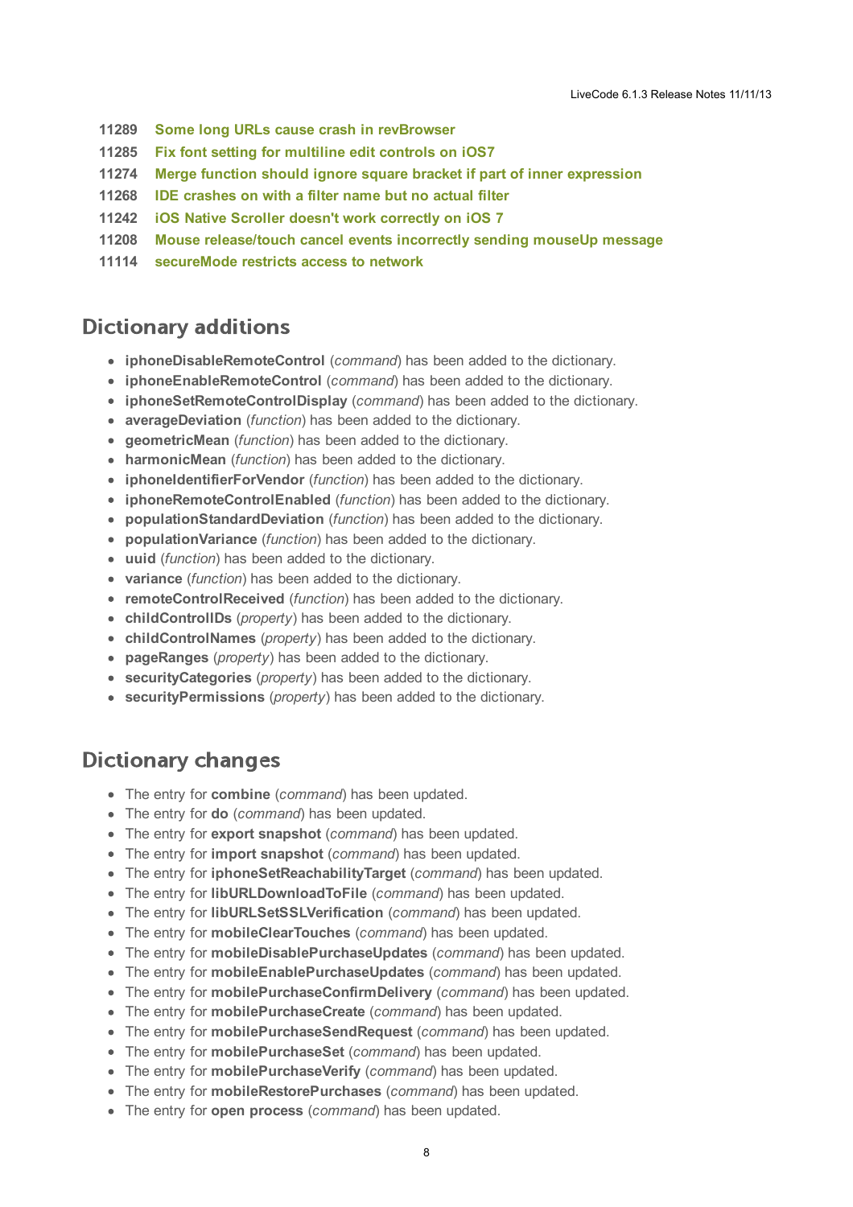| | |
|---|---|
| 11289 | **Some long URLs cause crash in revBrowser** |
| 11285 | **Fix font setting for multiline edit controls on iOS7** |
| 11274 | **Merge function should ignore square bracket if part of inner expression** |
| 11268 | **IDE crashes on with a filter name but no actual filter** |
| 11242 | **iOS Native Scroller doesn't work correctly on iOS 7** |
| 11208 | **Mouse release/touch cancel events incorrectly sending mouseUp message** |
| 11114 | **secureMode restricts access to network** |

## Dictionary additions

- **iphoneDisableRemoteControl** (*command*) has been added to the dictionary.
- **iphoneEnableRemoteControl** (*command*) has been added to the dictionary.
- **iphoneSetRemoteControlDisplay** (*command*) has been added to the dictionary.
- **averageDeviation** (*function*) has been added to the dictionary.
- **geometricMean** (*function*) has been added to the dictionary.
- **harmonicMean** (*function*) has been added to the dictionary.
- **iphoneIdentifierForVendor** (*function*) has been added to the dictionary.
- **iphoneRemoteControlEnabled** (*function*) has been added to the dictionary.
- **populationStandardDeviation** (*function*) has been added to the dictionary.
- **populationVariance** (*function*) has been added to the dictionary.
- **uuid** (*function*) has been added to the dictionary.
- **variance** (*function*) has been added to the dictionary.
- **remoteControlReceived** (*function*) has been added to the dictionary.
- **childControlIDs** (*property*) has been added to the dictionary.
- **childControlNames** (*property*) has been added to the dictionary.
- **pageRanges** (*property*) has been added to the dictionary.
- **securityCategories** (*property*) has been added to the dictionary.
- **securityPermissions** (*property*) has been added to the dictionary.

## Dictionary changes

- The entry for **combine** (*command*) has been updated.
- The entry for **do** (*command*) has been updated.
- The entry for **export snapshot** (*command*) has been updated.
- The entry for **import snapshot** (*command*) has been updated.
- The entry for **iphoneSetReachabilityTarget** (*command*) has been updated.
- The entry for **libURLDownloadToFile** (*command*) has been updated.
- The entry for **libURLSetSSLVerification** (*command*) has been updated.
- The entry for **mobileClearTouches** (*command*) has been updated.
- The entry for **mobileDisablePurchaseUpdates** (*command*) has been updated.
- The entry for **mobileEnablePurchaseUpdates** (*command*) has been updated.
- The entry for **mobilePurchaseConfirmDelivery** (*command*) has been updated.
- The entry for **mobilePurchaseCreate** (*command*) has been updated.
- The entry for **mobilePurchaseSendRequest** (*command*) has been updated.
- The entry for **mobilePurchaseSet** (*command*) has been updated.
- The entry for **mobilePurchaseVerify** (*command*) has been updated.
- The entry for **mobileRestorePurchases** (*command*) has been updated.
- The entry for **open process** (*command*) has been updated.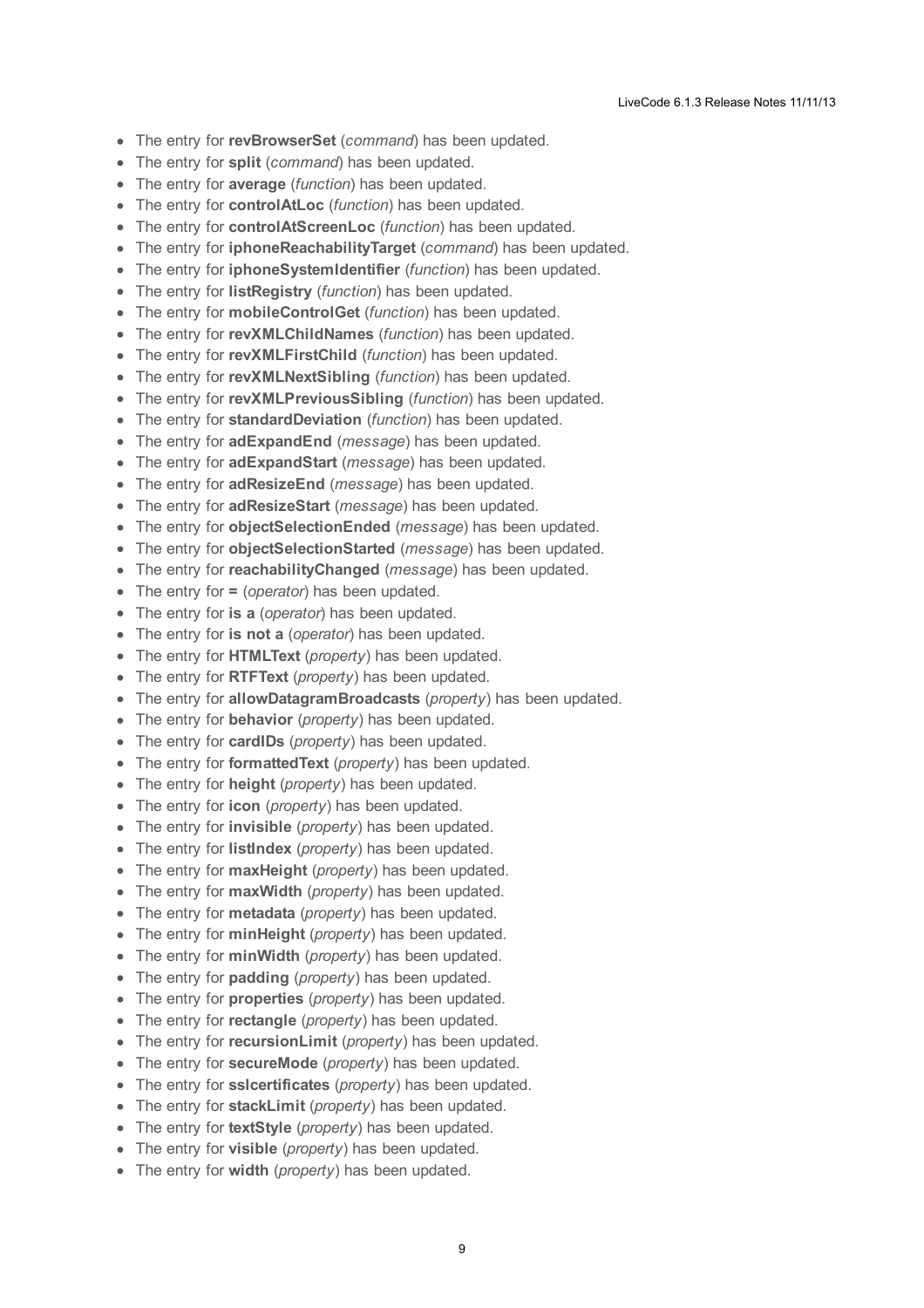- The entry for **revBrowserSet** (*command*) has been updated.
- The entry for **split** (*command*) has been updated.
- The entry for **average** (*function*) has been updated.
- The entry for **controlAtLoc** (*function*) has been updated.
- The entry for **controlAtScreenLoc** (*function*) has been updated.
- The entry for **iphoneReachabilityTarget** (*command*) has been updated.
- The entry for **iphoneSystemIdentifier** (*function*) has been updated.
- The entry for **listRegistry** (*function*) has been updated.
- The entry for **mobileControlGet** (*function*) has been updated.
- The entry for **revXMLChildNames** (*function*) has been updated.
- The entry for **revXMLFirstChild** (*function*) has been updated.
- The entry for **revXMLNextSibling** (*function*) has been updated.
- The entry for **revXMLPreviousSibling** (*function*) has been updated.
- The entry for **standardDeviation** (*function*) has been updated.
- The entry for **adExpandEnd** (*message*) has been updated.
- The entry for **adExpandStart** (*message*) has been updated.
- The entry for **adResizeEnd** (*message*) has been updated.
- The entry for **adResizeStart** (*message*) has been updated.
- The entry for **objectSelectionEnded** (*message*) has been updated.
- The entry for **objectSelectionStarted** (*message*) has been updated.
- The entry for **reachabilityChanged** (*message*) has been updated.
- The entry for **=** (*operator*) has been updated.
- The entry for **is a** (*operator*) has been updated.
- The entry for **is not a** (*operator*) has been updated.
- The entry for **HTMLText** (*property*) has been updated.
- The entry for **RTFText** (*property*) has been updated.
- The entry for **allowDatagramBroadcasts** (*property*) has been updated.
- The entry for **behavior** (*property*) has been updated.
- The entry for **cardIDs** (*property*) has been updated.
- The entry for **formattedText** (*property*) has been updated.
- The entry for **height** (*property*) has been updated.
- The entry for **icon** (*property*) has been updated.
- The entry for **invisible** (*property*) has been updated.
- The entry for **listIndex** (*property*) has been updated.
- The entry for **maxHeight** (*property*) has been updated.
- The entry for **maxWidth** (*property*) has been updated.
- The entry for **metadata** (*property*) has been updated.
- The entry for **minHeight** (*property*) has been updated.
- The entry for **minWidth** (*property*) has been updated.
- The entry for **padding** (*property*) has been updated.
- The entry for **properties** (*property*) has been updated.
- The entry for **rectangle** (*property*) has been updated.
- The entry for **recursionLimit** (*property*) has been updated.
- The entry for **secureMode** (*property*) has been updated.
- The entry for **sslcertificates** (*property*) has been updated.
- The entry for **stackLimit** (*property*) has been updated.
- The entry for **textStyle** (*property*) has been updated.
- The entry for **visible** (*property*) has been updated.
- The entry for **width** (*property*) has been updated.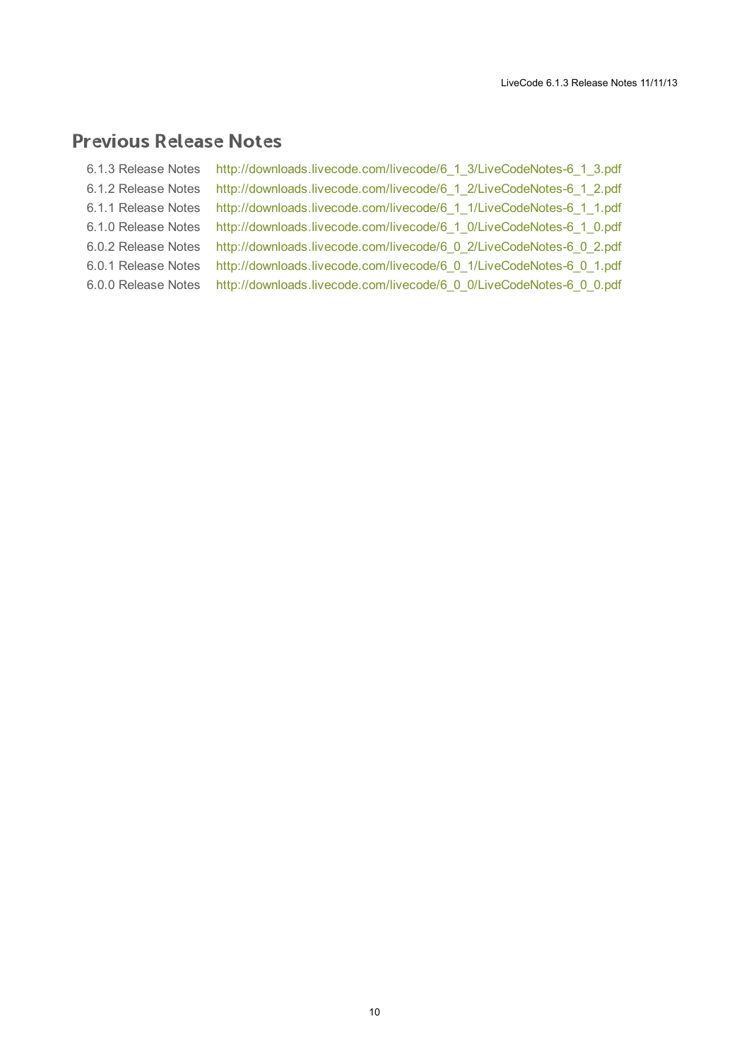## Previous Release Notes

| | |
|---|---|
| 6.1.3 Release Notes | http://downloads.livecode.com/livecode/6_1_3/LiveCodeNotes-6_1_3.pdf |
| 6.1.2 Release Notes | http://downloads.livecode.com/livecode/6_1_2/LiveCodeNotes-6_1_2.pdf |
| 6.1.1 Release Notes | http://downloads.livecode.com/livecode/6_1_1/LiveCodeNotes-6_1_1.pdf |
| 6.1.0 Release Notes | http://downloads.livecode.com/livecode/6_1_0/LiveCodeNotes-6_1_0.pdf |
| 6.0.2 Release Notes | http://downloads.livecode.com/livecode/6_0_2/LiveCodeNotes-6_0_2.pdf |
| 6.0.1 Release Notes | http://downloads.livecode.com/livecode/6_0_1/LiveCodeNotes-6_0_1.pdf |
| 6.0.0 Release Notes | http://downloads.livecode.com/livecode/6_0_0/LiveCodeNotes-6_0_0.pdf |